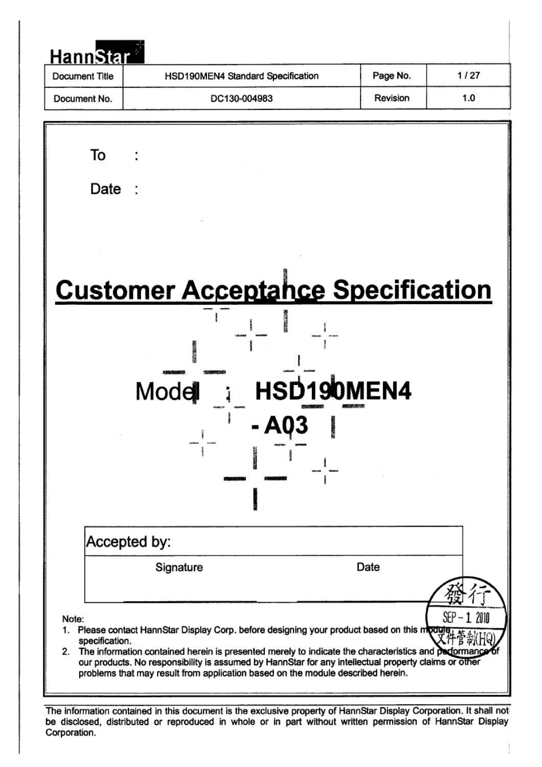HannStar

| Document Title | HSD190MEN4 Standard Specification | Page No. | 1 / 27 |
| --- | --- | --- | --- |
| Document No. | DC130-004983 | Revision | 1.0 |

To :

Date :

# Customer Acceptance Specification

## Model : HSD190MEN4 - A03

| Accepted by: | |
| --- | --- |
| Signature | Date |
| | |

發行 SEP - 1 2010 文件管制(HQ)

Note:

1. Please contact HannStar Display Corp. before designing your product based on this module specification.
2. The information contained herein is presented merely to indicate the characteristics and performance of our products. No responsibility is assumed by HannStar for any intellectual property claims or other problems that may result from application based on the module described herein.

The information contained in this document is the exclusive property of HannStar Display Corporation. It shall not be disclosed, distributed or reproduced in whole or in part without written permission of HannStar Display Corporation.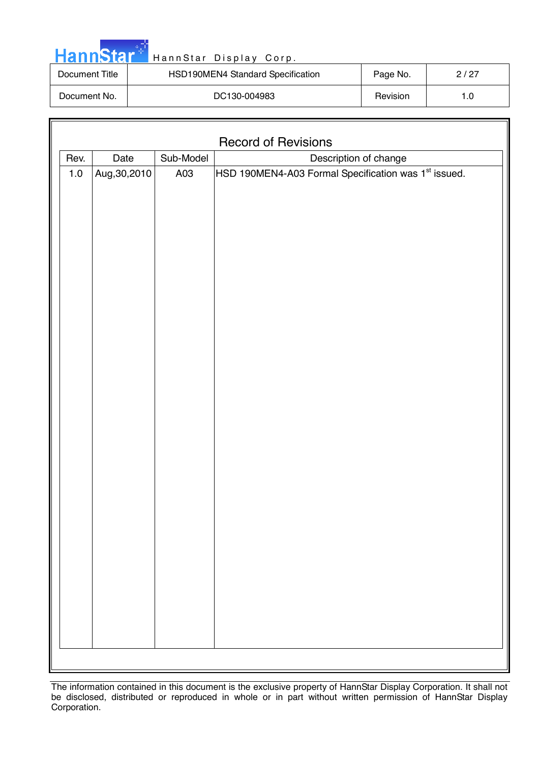# Record of Revisions

| Rev. | Date | Sub-Model | Description of change |
|---|---|---|---|
| 1.0 | Aug,30,2010 | A03 | HSD 190MEN4-A03 Formal Specification was 1st issued. |

The information contained in this document is the exclusive property of HannStar Display Corporation. It shall not be disclosed, distributed or reproduced in whole or in part without written permission of HannStar Display Corporation.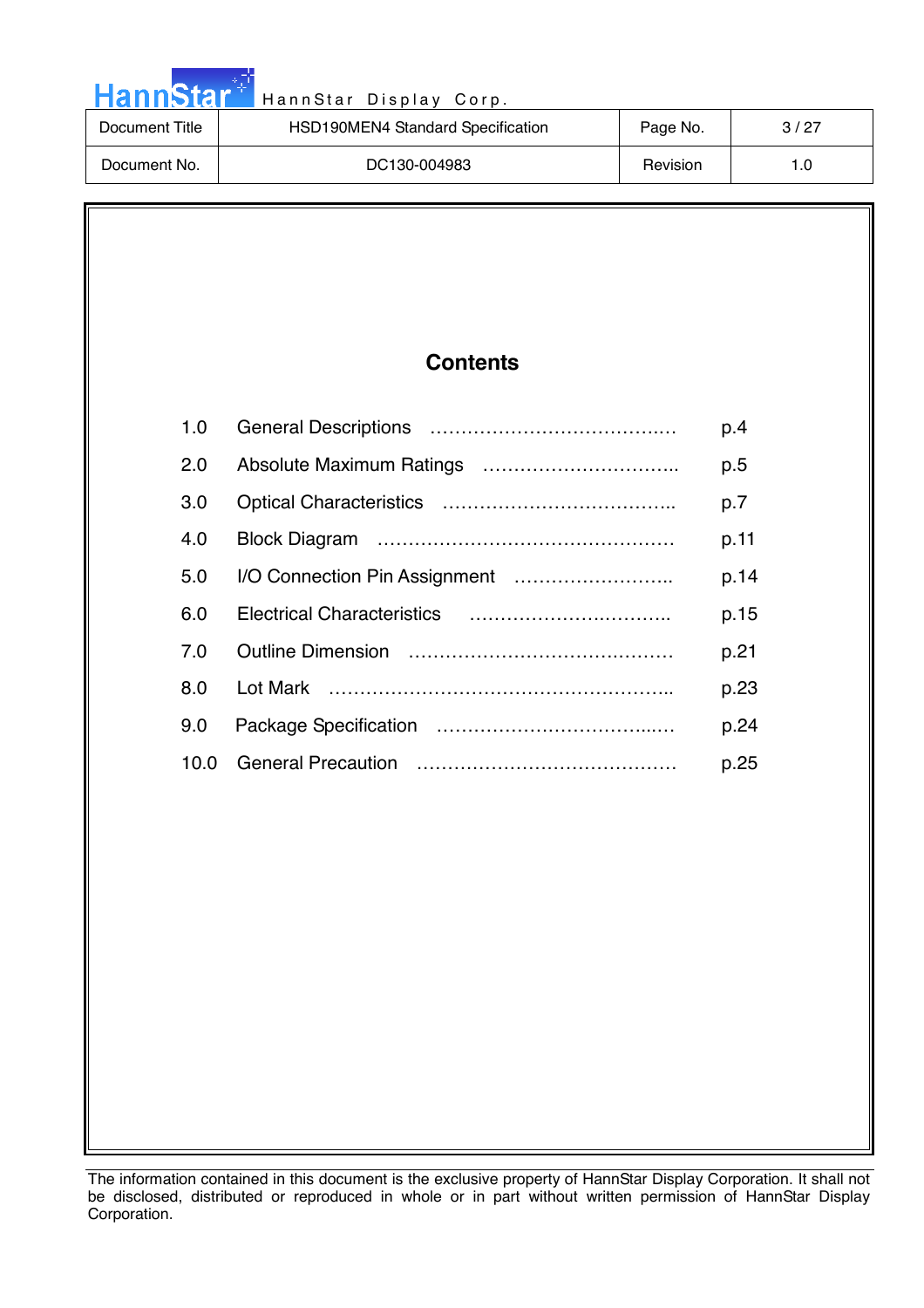# Contents

| | | |
|---|---|---|
| 1.0 | General Descriptions | p.4 |
| 2.0 | Absolute Maximum Ratings | p.5 |
| 3.0 | Optical Characteristics | p.7 |
| 4.0 | Block Diagram | p.11 |
| 5.0 | I/O Connection Pin Assignment | p.14 |
| 6.0 | Electrical Characteristics | p.15 |
| 7.0 | Outline Dimension | p.21 |
| 8.0 | Lot Mark | p.23 |
| 9.0 | Package Specification | p.24 |
| 10.0 | General Precaution | p.25 |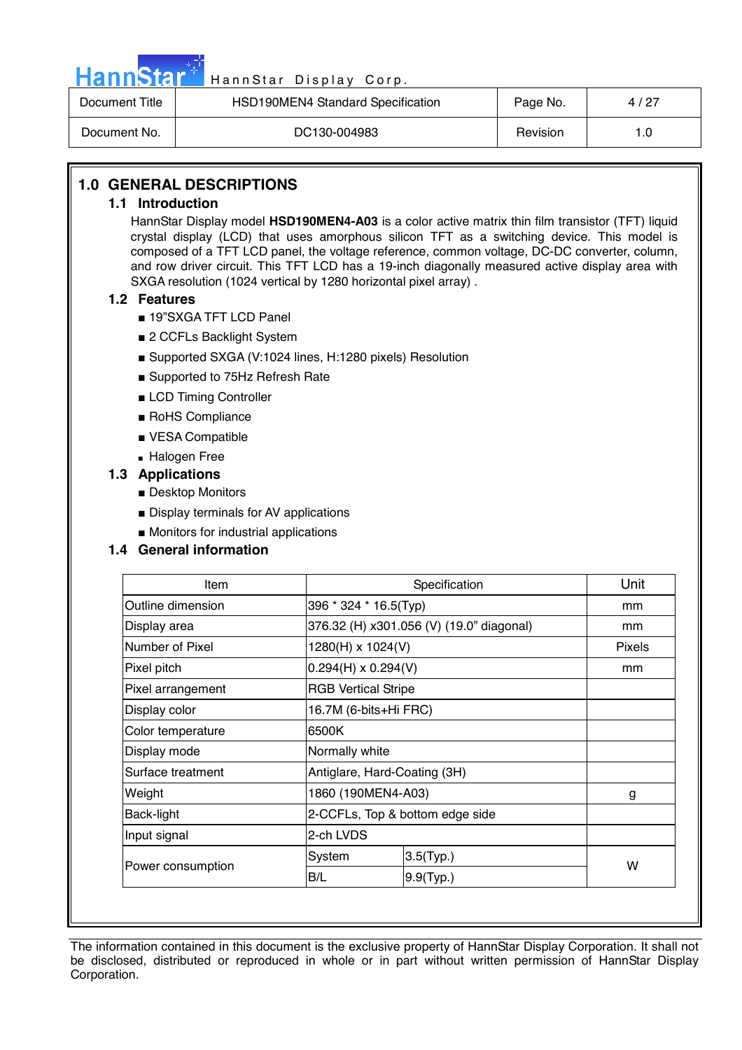## 1.0 GENERAL DESCRIPTIONS

### 1.1 Introduction

HannStar Display model **HSD190MEN4-A03** is a color active matrix thin film transistor (TFT) liquid crystal display (LCD) that uses amorphous silicon TFT as a switching device. This model is composed of a TFT LCD panel, the voltage reference, common voltage, DC-DC converter, column, and row driver circuit. This TFT LCD has a 19-inch diagonally measured active display area with SXGA resolution (1024 vertical by 1280 horizontal pixel array) .

### 1.2 Features

- 19"SXGA TFT LCD Panel
- 2 CCFLs Backlight System
- Supported SXGA (V:1024 lines, H:1280 pixels) Resolution
- Supported to 75Hz Refresh Rate
- LCD Timing Controller
- RoHS Compliance
- VESA Compatible
- Halogen Free

### 1.3 Applications

- Desktop Monitors
- Display terminals for AV applications
- Monitors for industrial applications

### 1.4 General information

| Item | Specification | | Unit |
|---|---|---|---|
| Outline dimension | 396 * 324 * 16.5(Typ) | | mm |
| Display area | 376.32 (H) x301.056 (V) (19.0" diagonal) | | mm |
| Number of Pixel | 1280(H) x 1024(V) | | Pixels |
| Pixel pitch | 0.294(H) x 0.294(V) | | mm |
| Pixel arrangement | RGB Vertical Stripe | | |
| Display color | 16.7M (6-bits+Hi FRC) | | |
| Color temperature | 6500K | | |
| Display mode | Normally white | | |
| Surface treatment | Antiglare, Hard-Coating (3H) | | |
| Weight | 1860 (190MEN4-A03) | | g |
| Back-light | 2-CCFLs, Top & bottom edge side | | |
| Input signal | 2-ch LVDS | | |
| Power consumption | System | 3.5(Typ.) | W |
| | B/L | 9.9(Typ.) | |

The information contained in this document is the exclusive property of HannStar Display Corporation. It shall not be disclosed, distributed or reproduced in whole or in part without written permission of HannStar Display Corporation.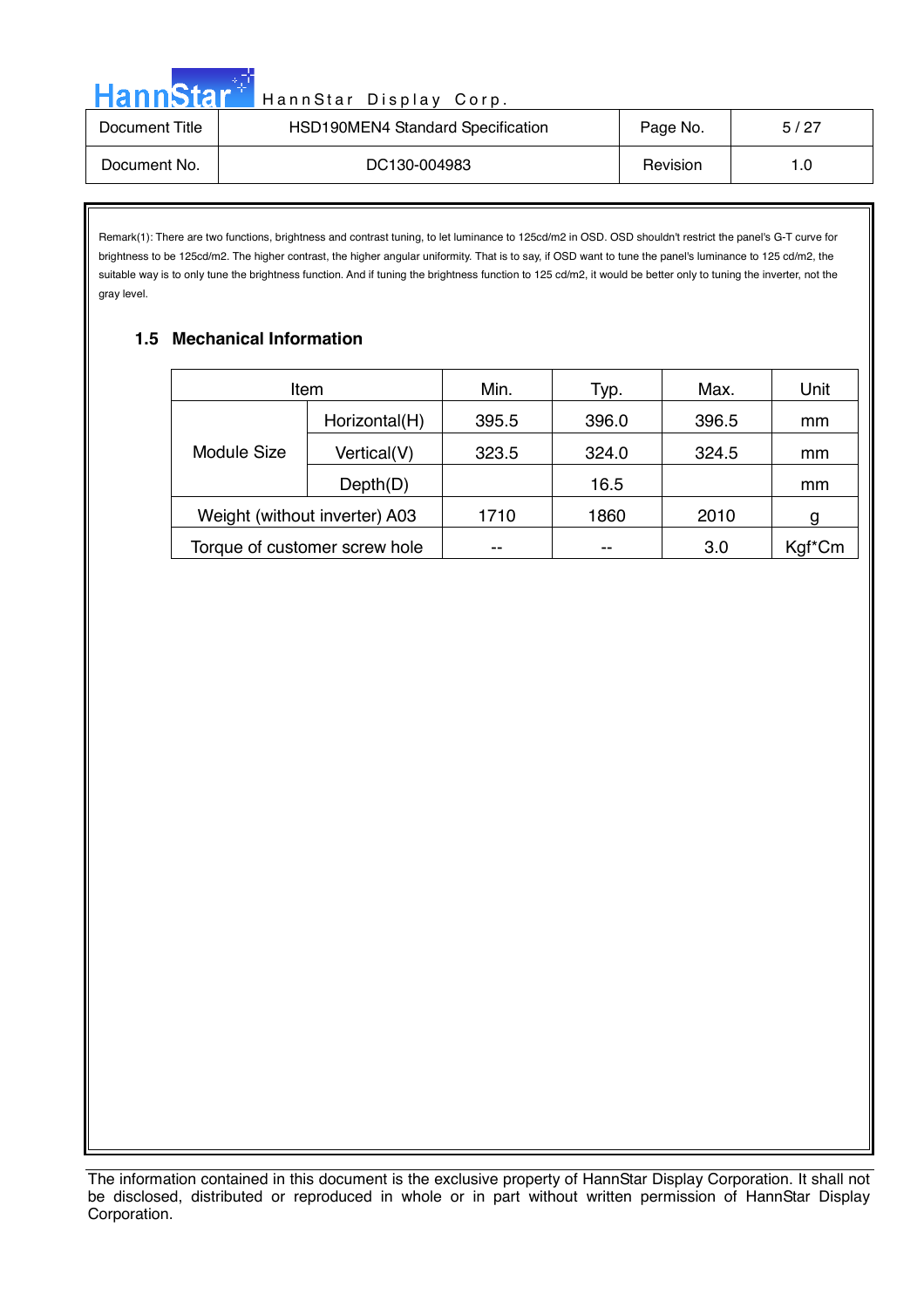Remark(1): There are two functions, brightness and contrast tuning, to let luminance to 125cd/m2 in OSD. OSD shouldn't restrict the panel's G-T curve for brightness to be 125cd/m2. The higher contrast, the higher angular uniformity. That is to say, if OSD want to tune the panel's luminance to 125 cd/m2, the suitable way is to only tune the brightness function. And if tuning the brightness function to 125 cd/m2, it would be better only to tuning the inverter, not the gray level.

### 1.5 Mechanical Information

| Item | | Min. | Typ. | Max. | Unit |
|---|---|---|---|---|---|
| Module Size | Horizontal(H) | 395.5 | 396.0 | 396.5 | mm |
| | Vertical(V) | 323.5 | 324.0 | 324.5 | mm |
| | Depth(D) | | 16.5 | | mm |
| Weight (without inverter) A03 | | 1710 | 1860 | 2010 | g |
| Torque of customer screw hole | | -- | -- | 3.0 | Kgf*Cm |

The information contained in this document is the exclusive property of HannStar Display Corporation. It shall not be disclosed, distributed or reproduced in whole or in part without written permission of HannStar Display Corporation.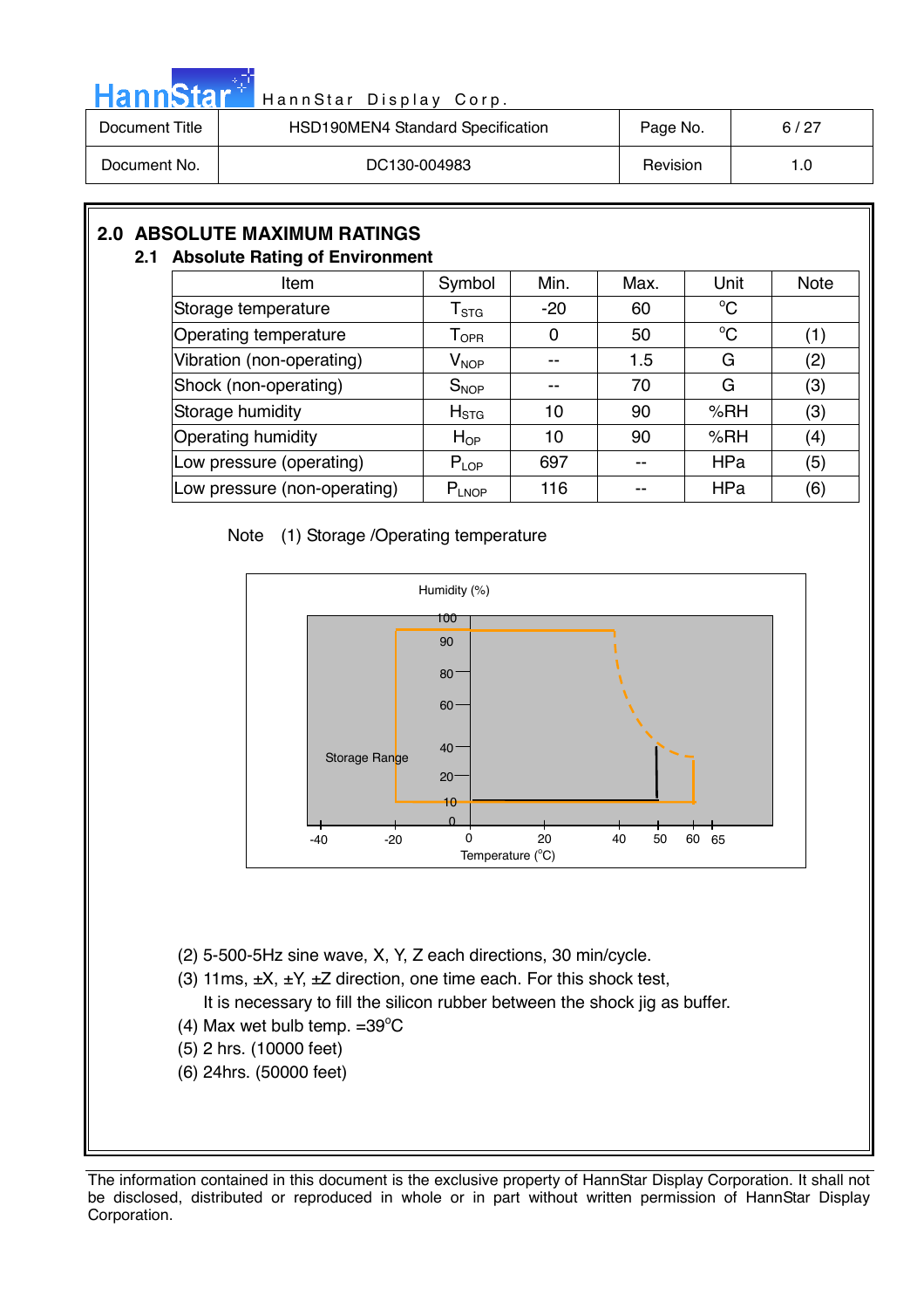## 2.0 ABSOLUTE MAXIMUM RATINGS

### 2.1 Absolute Rating of Environment

| Item | Symbol | Min. | Max. | Unit | Note |
|---|---|---|---|---|---|
| Storage temperature | $T_{STG}$ | -20 | 60 | °C | |
| Operating temperature | $T_{OPR}$ | 0 | 50 | °C | (1) |
| Vibration (non-operating) | $V_{NOP}$ | -- | 1.5 | G | (2) |
| Shock (non-operating) | $S_{NOP}$ | -- | 70 | G | (3) |
| Storage humidity | $H_{STG}$ | 10 | 90 | %RH | (3) |
| Operating humidity | $H_{OP}$ | 10 | 90 | %RH | (4) |
| Low pressure (operating) | $P_{LOP}$ | 697 | -- | HPa | (5) |
| Low pressure (non-operating) | $P_{LNOP}$ | 116 | -- | HPa | (6) |

Note (1) Storage /Operating temperature

(2) 5-500-5Hz sine wave, X, Y, Z each directions, 30 min/cycle.

(3) 11ms, ±X, ±Y, ±Z direction, one time each. For this shock test, It is necessary to fill the silicon rubber between the shock jig as buffer.

(4) Max wet bulb temp. =39°C

(5) 2 hrs. (10000 feet)

(6) 24hrs. (50000 feet)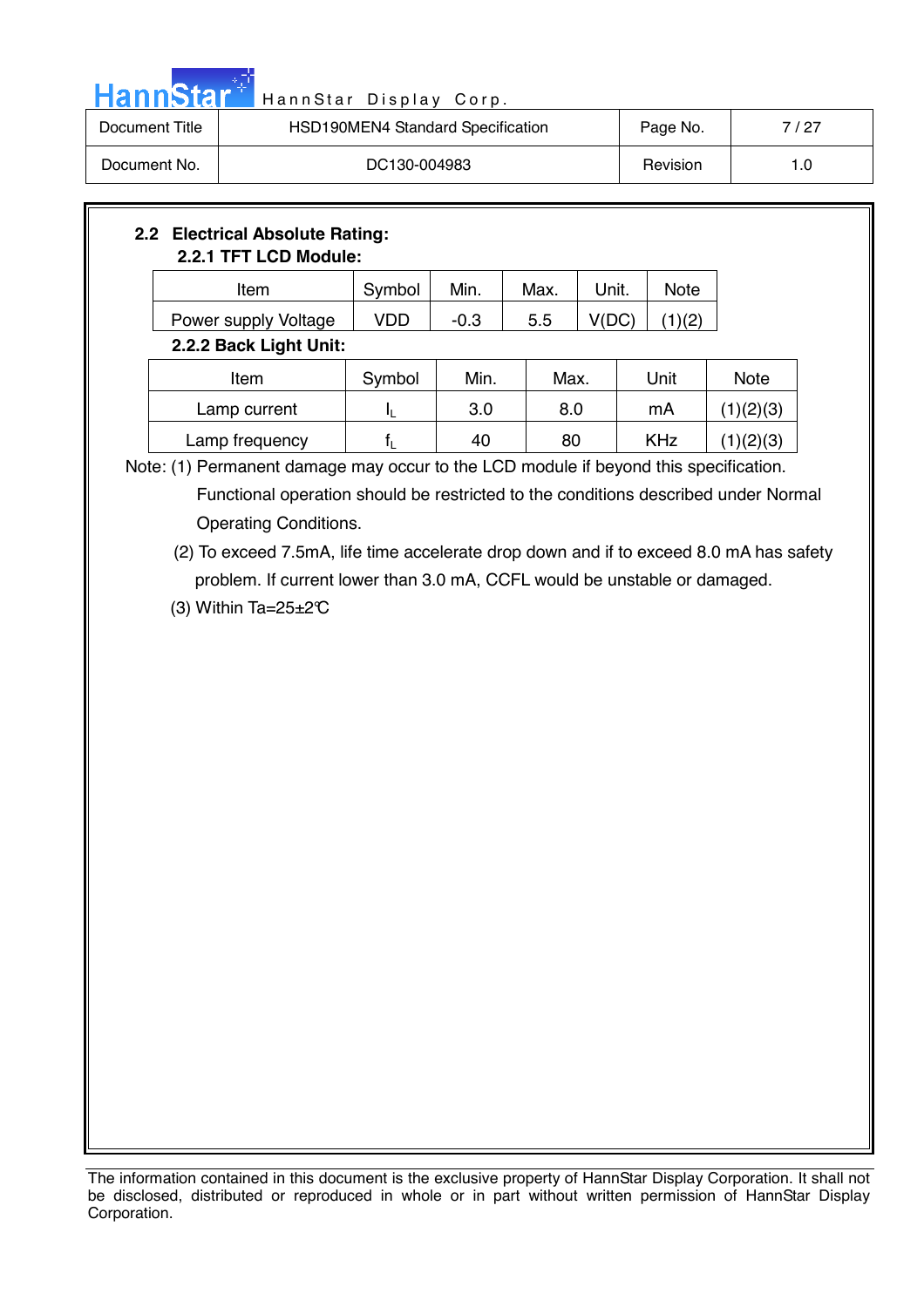## 2.2 Electrical Absolute Rating:

### 2.2.1 TFT LCD Module:

| Item | Symbol | Min. | Max. | Unit. | Note |
|---|---|---|---|---|---|
| Power supply Voltage | VDD | -0.3 | 5.5 | V(DC) | (1)(2) |

### 2.2.2 Back Light Unit:

| Item | Symbol | Min. | Max. | Unit | Note |
|---|---|---|---|---|---|
| Lamp current | $I_L$ | 3.0 | 8.0 | mA | (1)(2)(3) |
| Lamp frequency | $f_L$ | 40 | 80 | KHz | (1)(2)(3) |

Note: (1) Permanent damage may occur to the LCD module if beyond this specification. Functional operation should be restricted to the conditions described under Normal Operating Conditions.

(2) To exceed 7.5mA, life time accelerate drop down and if to exceed 8.0 mA has safety problem. If current lower than 3.0 mA, CCFL would be unstable or damaged.

(3) Within Ta=25±2℃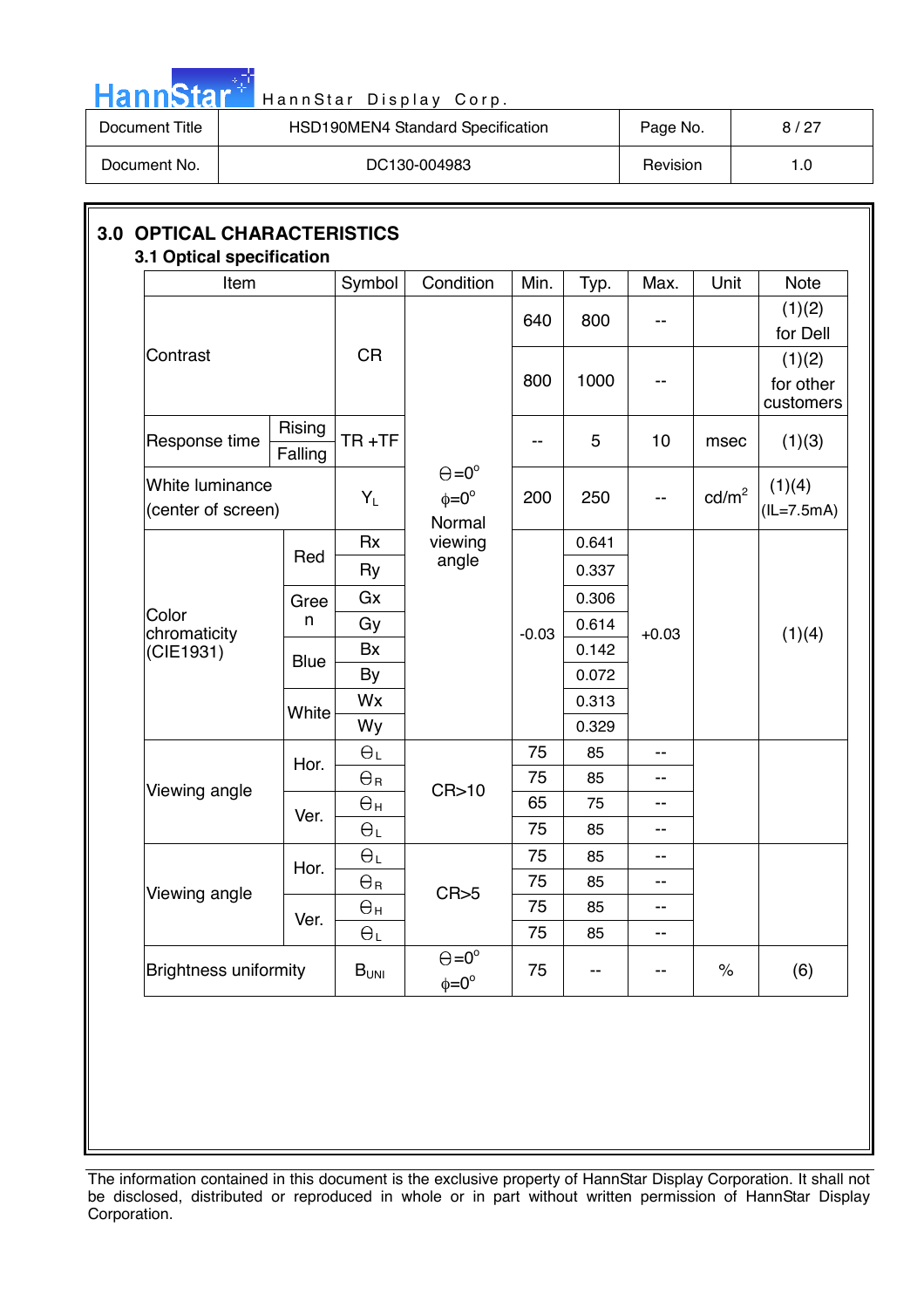## 3.0 OPTICAL CHARACTERISTICS

### 3.1 Optical specification

| Item | | Symbol | Condition | Min. | Typ. | Max. | Unit | Note |
|---|---|---|---|---|---|---|---|---|
| Contrast | | CR | $\Theta=0^{\circ}$ $\phi=0^{\circ}$ Normal viewing angle | 640 | 800 | -- | | (1)(2) for Dell |
| | | | | 800 | 1000 | -- | | (1)(2) for other customers |
| Response time | Rising / Falling | TR +TF | | -- | 5 | 10 | msec | (1)(3) |
| White luminance (center of screen) | | $Y_L$ | | 200 | 250 | -- | cd/m$^2$ | (1)(4) (IL=7.5mA) |
| Color chromaticity (CIE1931) | Red | Rx | | -0.03 | 0.641 | +0.03 | | (1)(4) |
| | | Ry | | | 0.337 | | | |
| | Green | Gx | | | 0.306 | | | |
| | | Gy | | | 0.614 | | | |
| | Blue | Bx | | | 0.142 | | | |
| | | By | | | 0.072 | | | |
| | White | Wx | | | 0.313 | | | |
| | | Wy | | | 0.329 | | | |
| Viewing angle | Hor. | $\Theta_L$ | CR>10 | 75 | 85 | -- | | |
| | | $\Theta_R$ | | 75 | 85 | -- | | |
| | Ver. | $\Theta_H$ | | 65 | 75 | -- | | |
| | | $\Theta_L$ | | 75 | 85 | -- | | |
| Viewing angle | Hor. | $\Theta_L$ | CR>5 | 75 | 85 | -- | | |
| | | $\Theta_R$ | | 75 | 85 | -- | | |
| | Ver. | $\Theta_H$ | | 75 | 85 | -- | | |
| | | $\Theta_L$ | | 75 | 85 | -- | | |
| Brightness uniformity | | $B_{UNI}$ | $\Theta=0^{\circ}$ $\phi=0^{\circ}$ | 75 | -- | -- | % | (6) |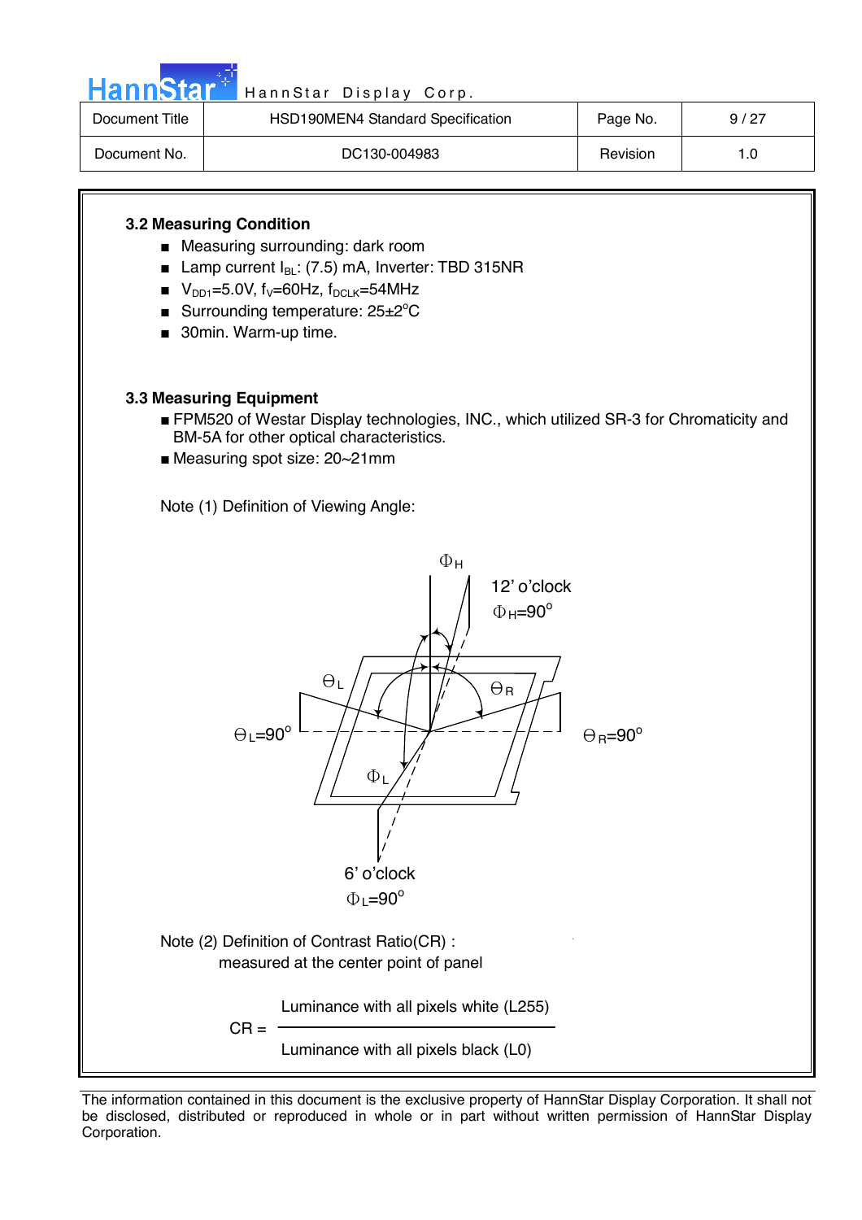### 3.2 Measuring Condition

- Measuring surrounding: dark room
- Lamp current $I_{BL}$: (7.5) mA, Inverter: TBD 315NR
- $V_{DD1}$=5.0V, $f_V$=60Hz, $f_{DCLK}$=54MHz
- Surrounding temperature: 25±2°C
- 30min. Warm-up time.

### 3.3 Measuring Equipment

- FPM520 of Westar Display technologies, INC., which utilized SR-3 for Chromaticity and BM-5A for other optical characteristics.
- Measuring spot size: 20~21mm

Note (1) Definition of Viewing Angle:

$\Phi_H$

12' o'clock
$\Phi_H=90^o$

$\Theta_L$ $\Theta_R$

$\Theta_L=90^o$ $\Theta_R=90^o$

$\Phi_L$

6' o'clock
$\Phi_L=90^o$

Note (2) Definition of Contrast Ratio(CR) :
measured at the center point of panel

$$CR = \frac{\text{Luminance with all pixels white (L255)}}{\text{Luminance with all pixels black (L0)}}$$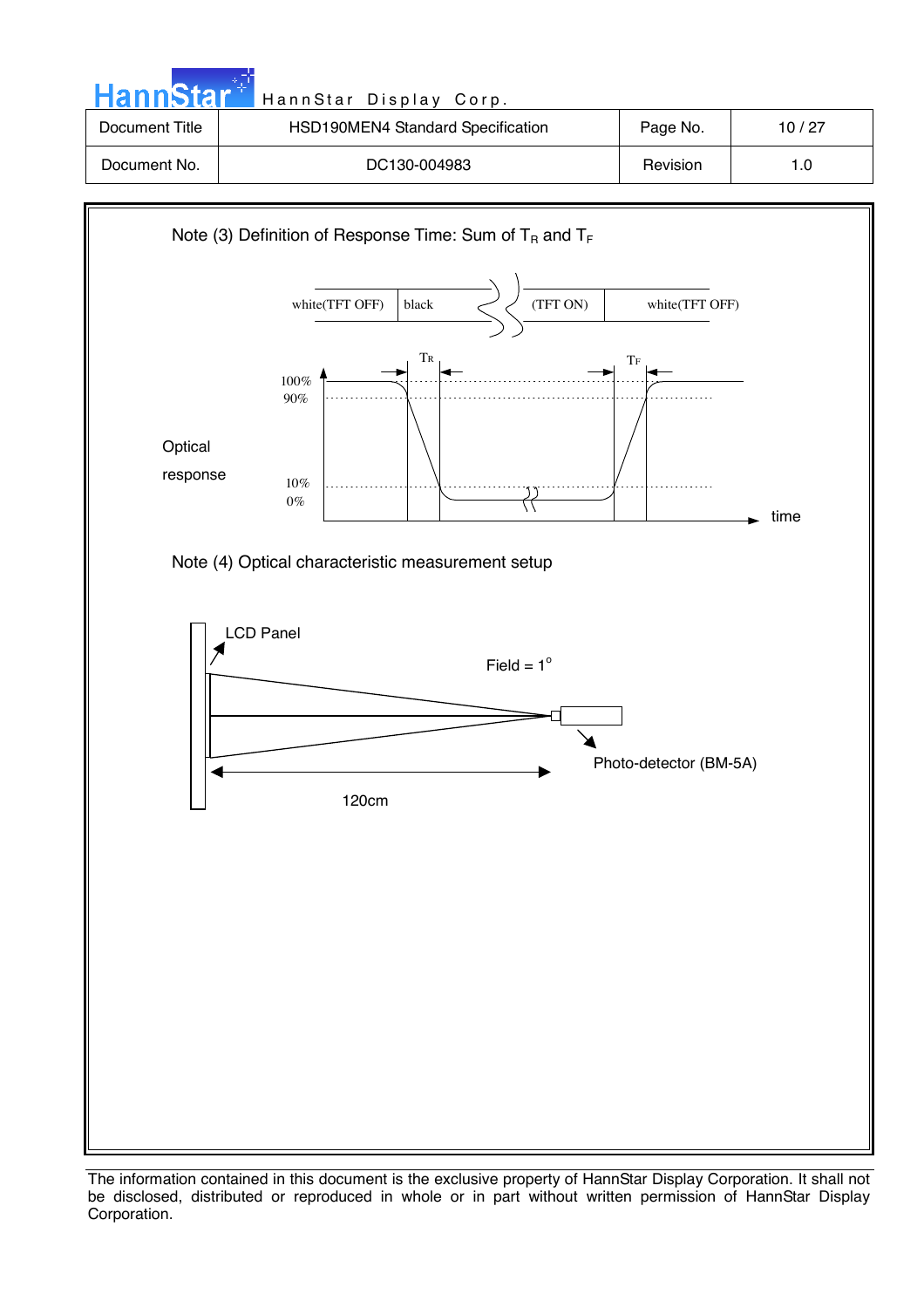Note (3) Definition of Response Time: Sum of $T_R$ and $T_F$

white(TFT OFF) | black | (TFT ON) | white(TFT OFF)

$T_R$ $T_F$

100%
90%

Optical response

10%
0%

time

Note (4) Optical characteristic measurement setup

LCD Panel

Field = 1°

Photo-detector (BM-5A)

120cm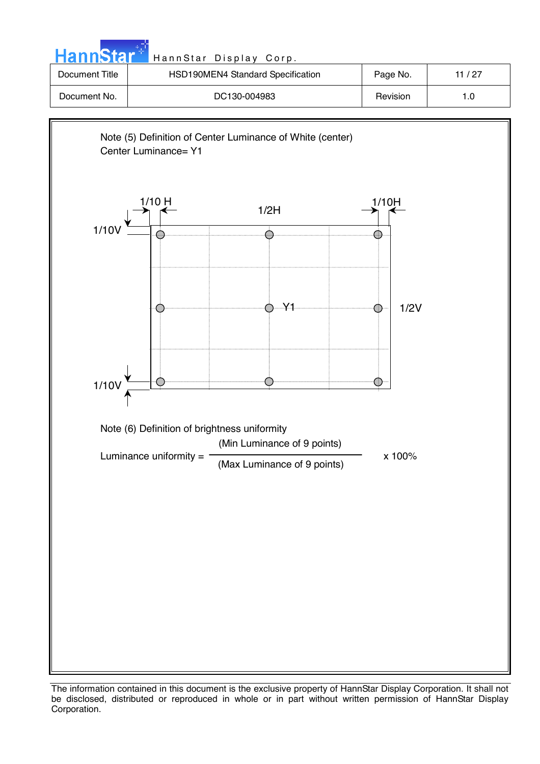Note (5) Definition of Center Luminance of White (center)

Center Luminance= Y1

1/10 H　　　1/2H　　　1/10H

1/10V

Y1　　　1/2V

1/10V

Note (6) Definition of brightness uniformity

$$\text{Luminance uniformity} = \frac{\text{(Min Luminance of 9 points)}}{\text{(Max Luminance of 9 points)}} \times 100\%$$

The information contained in this document is the exclusive property of HannStar Display Corporation. It shall not be disclosed, distributed or reproduced in whole or in part without written permission of HannStar Display Corporation.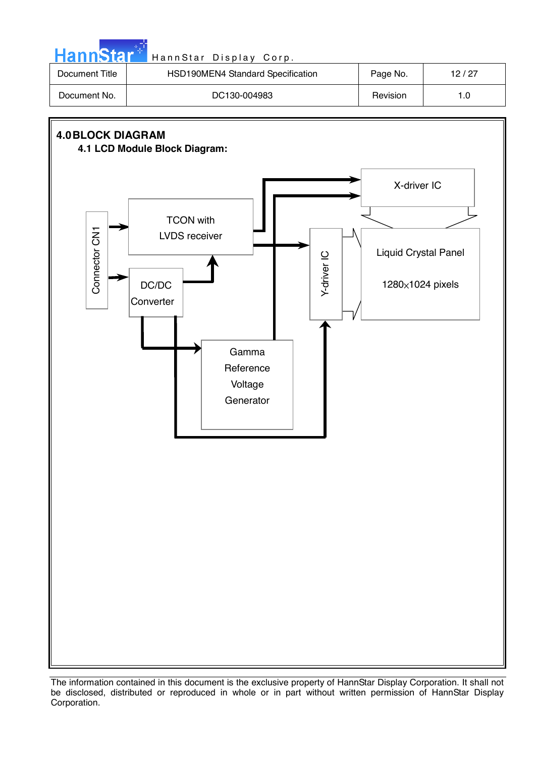# 4.0 BLOCK DIAGRAM

## 4.1 LCD Module Block Diagram:

Connector CN1

TCON with LVDS receiver

DC/DC Converter

Gamma Reference Voltage Generator

X-driver IC

Y-driver IC

Liquid Crystal Panel

1280×1024 pixels

The information contained in this document is the exclusive property of HannStar Display Corporation. It shall not be disclosed, distributed or reproduced in whole or in part without written permission of HannStar Display Corporation.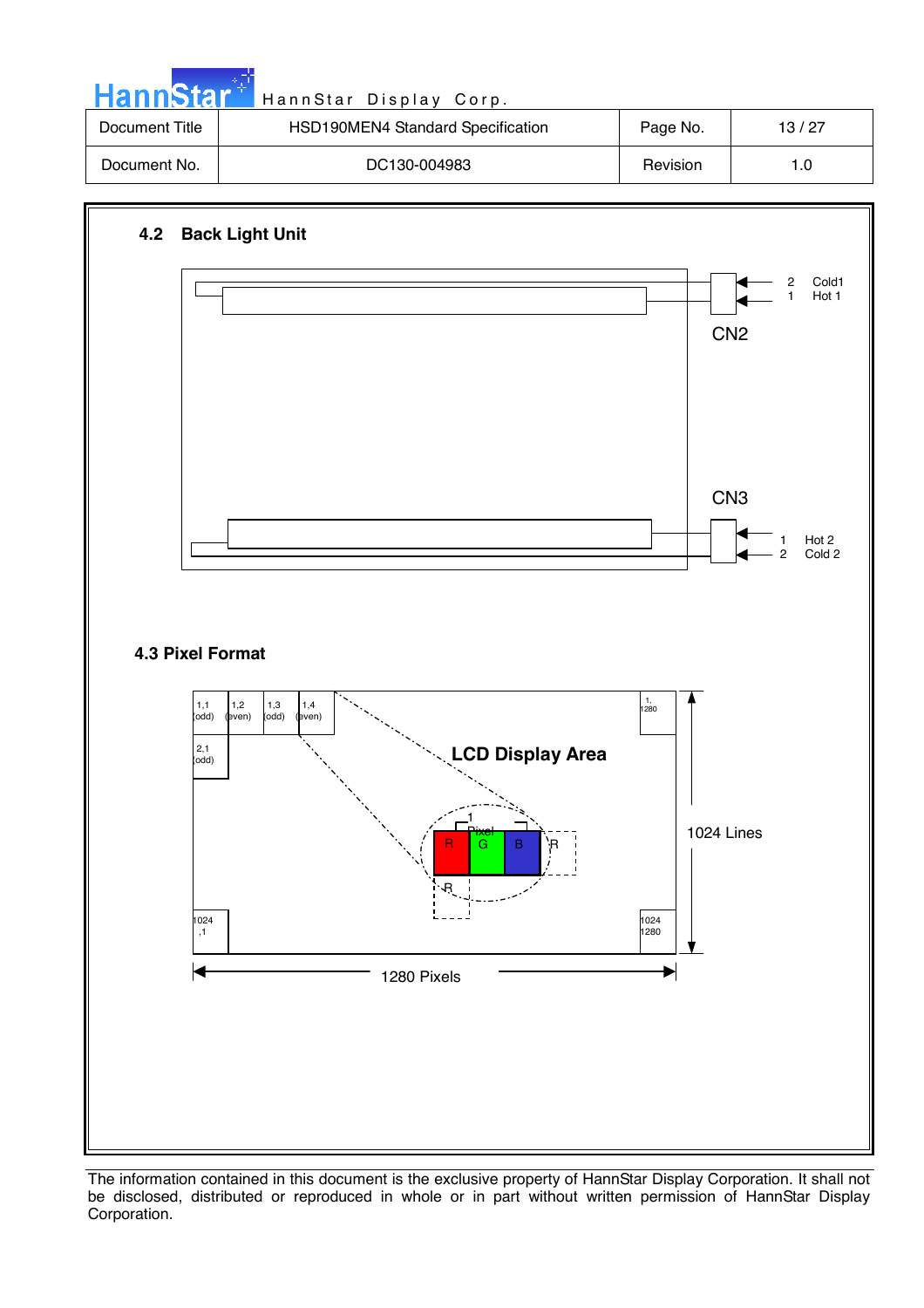## 4.2 Back Light Unit

CN2

2 Cold1
1 Hot 1

CN3

1 Hot 2
2 Cold 2

## 4.3 Pixel Format

| 1,1 (odd) | 1,2 (even) | 1,3 (odd) | 1,4 (even) | 1, 1280 |
|---|---|---|---|---|
| 2,1 (odd) | | | | |
| 1024 ,1 | | | | 1024 1280 |

LCD Display Area

1 Pixel: R G B

1024 Lines

1280 Pixels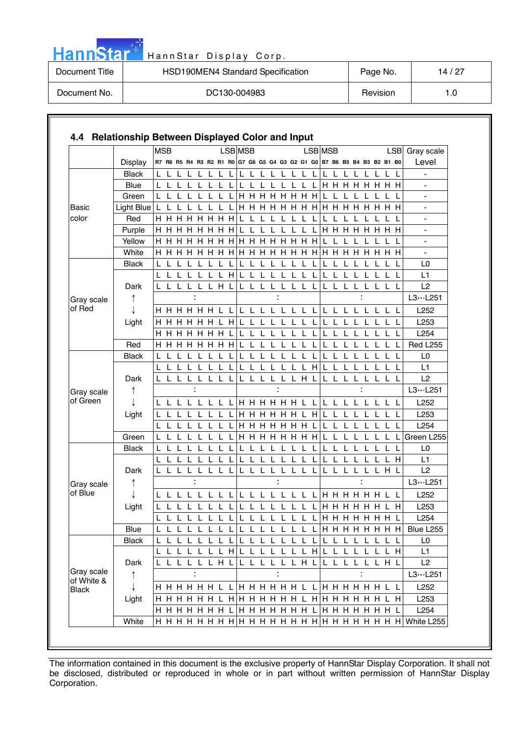## 4.4 Relationship Between Displayed Color and Input

| | | MSB | | | | | | | LSB | MSB | | | | | | | LSB | MSB | | | | | | | LSB | Gray scale |
|---|---|---|---|---|---|---|---|---|---|---|---|---|---|---|---|---|---|---|---|---|---|---|---|---|---|---|
| | Display | R7 | R6 | R5 | R4 | R3 | R2 | R1 | R0 | G7 | G6 | G5 | G4 | G3 | G2 | G1 | G0 | B7 | B6 | B5 | B4 | B3 | B2 | B1 | B0 | Level |
| Basic color | Black | L | L | L | L | L | L | L | L | L | L | L | L | L | L | L | L | L | L | L | L | L | L | L | L | - |
| | Blue | L | L | L | L | L | L | L | L | L | L | L | L | L | L | L | L | H | H | H | H | H | H | H | H | - |
| | Green | L | L | L | L | L | L | L | L | H | H | H | H | H | H | H | H | L | L | L | L | L | L | L | L | - |
| | Light Blue | L | L | L | L | L | L | L | L | H | H | H | H | H | H | H | H | H | H | H | H | H | H | H | H | - |
| | Red | H | H | H | H | H | H | H | H | L | L | L | L | L | L | L | L | L | L | L | L | L | L | L | L | - |
| | Purple | H | H | H | H | H | H | H | H | L | L | L | L | L | L | L | L | H | H | H | H | H | H | H | H | - |
| | Yellow | H | H | H | H | H | H | H | H | H | H | H | H | H | H | H | H | L | L | L | L | L | L | L | L | - |
| | White | H | H | H | H | H | H | H | H | H | H | H | H | H | H | H | H | H | H | H | H | H | H | H | H | - |
| Gray scale of Red | Black | L | L | L | L | L | L | L | L | L | L | L | L | L | L | L | L | L | L | L | L | L | L | L | L | L0 |
| | | L | L | L | L | L | L | L | H | L | L | L | L | L | L | L | L | L | L | L | L | L | L | L | L | L1 |
| | Dark | L | L | L | L | L | L | H | L | L | L | L | L | L | L | L | L | L | L | L | L | L | L | L | L | L2 |
| | ↑ | | | | : | | | | | | | | : | | | | | | | | : | | | | | L3…L251 |
| | ↓ | H | H | H | H | H | H | L | L | L | L | L | L | L | L | L | L | L | L | L | L | L | L | L | L | L252 |
| | Light | H | H | H | H | H | H | L | H | L | L | L | L | L | L | L | L | L | L | L | L | L | L | L | L | L253 |
| | | H | H | H | H | H | H | H | L | L | L | L | L | L | L | L | L | L | L | L | L | L | L | L | L | L254 |
| | Red | H | H | H | H | H | H | H | H | L | L | L | L | L | L | L | L | L | L | L | L | L | L | L | L | Red L255 |
| Gray scale of Green | Black | L | L | L | L | L | L | L | L | L | L | L | L | L | L | L | L | L | L | L | L | L | L | L | L | L0 |
| | | L | L | L | L | L | L | L | L | L | L | L | L | L | L | L | H | L | L | L | L | L | L | L | L | L1 |
| | Dark | L | L | L | L | L | L | L | L | L | L | L | L | L | L | H | L | L | L | L | L | L | L | L | L | L2 |
| | ↑ | | | | : | | | | | | | | : | | | | | | | | : | | | | | L3…L251 |
| | ↓ | L | L | L | L | L | L | L | L | H | H | H | H | H | H | L | L | L | L | L | L | L | L | L | L | L252 |
| | Light | L | L | L | L | L | L | L | L | H | H | H | H | H | H | L | H | L | L | L | L | L | L | L | L | L253 |
| | | L | L | L | L | L | L | L | L | H | H | H | H | H | H | H | L | L | L | L | L | L | L | L | L | L254 |
| | Green | L | L | L | L | L | L | L | L | H | H | H | H | H | H | H | H | L | L | L | L | L | L | L | L | Green L255 |
| Gray scale of Blue | Black | L | L | L | L | L | L | L | L | L | L | L | L | L | L | L | L | L | L | L | L | L | L | L | L | L0 |
| | | L | L | L | L | L | L | L | L | L | L | L | L | L | L | L | L | L | L | L | L | L | L | L | H | L1 |
| | Dark | L | L | L | L | L | L | L | L | L | L | L | L | L | L | L | L | L | L | L | L | L | L | H | L | L2 |
| | ↑ | | | | : | | | | | | | | : | | | | | | | | : | | | | | L3…L251 |
| | ↓ | L | L | L | L | L | L | L | L | L | L | L | L | L | L | L | L | H | H | H | H | H | H | L | L | L252 |
| | Light | L | L | L | L | L | L | L | L | L | L | L | L | L | L | L | L | H | H | H | H | H | H | L | H | L253 |
| | | L | L | L | L | L | L | L | L | L | L | L | L | L | L | L | L | H | H | H | H | H | H | H | L | L254 |
| | Blue | L | L | L | L | L | L | L | L | L | L | L | L | L | L | L | L | H | H | H | H | H | H | H | H | Blue L255 |
| Gray scale of White & Black | Black | L | L | L | L | L | L | L | L | L | L | L | L | L | L | L | L | L | L | L | L | L | L | L | L | L0 |
| | | L | L | L | L | L | L | L | H | L | L | L | L | L | L | L | H | L | L | L | L | L | L | L | H | L1 |
| | Dark | L | L | L | L | L | L | H | L | L | L | L | L | L | L | H | L | L | L | L | L | L | L | H | L | L2 |
| | ↑ | | | | : | | | | | | | | : | | | | | | | | : | | | | | L3…L251 |
| | ↓ | H | H | H | H | H | H | L | L | H | H | H | H | H | H | L | L | H | H | H | H | H | H | L | L | L252 |
| | Light | H | H | H | H | H | H | L | H | H | H | H | H | H | H | L | H | H | H | H | H | H | H | L | H | L253 |
| | | H | H | H | H | H | H | H | L | H | H | H | H | H | H | H | L | H | H | H | H | H | H | H | L | L254 |
| | White | H | H | H | H | H | H | H | H | H | H | H | H | H | H | H | H | H | H | H | H | H | H | H | H | White L255 |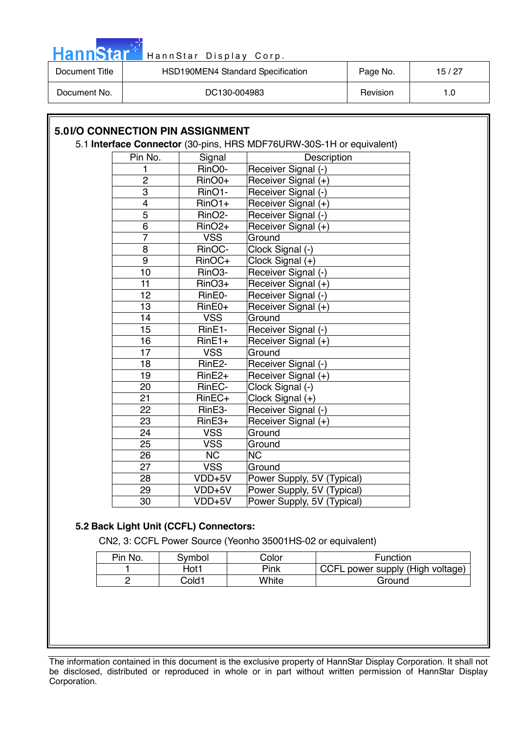## 5.0 I/O CONNECTION PIN ASSIGNMENT

### 5.1 **Interface Connector** (30-pins, HRS MDF76URW-30S-1H or equivalent)

| Pin No. | Signal | Description |
|---|---|---|
| 1 | RinO0- | Receiver Signal (-) |
| 2 | RinO0+ | Receiver Signal (+) |
| 3 | RinO1- | Receiver Signal (-) |
| 4 | RinO1+ | Receiver Signal (+) |
| 5 | RinO2- | Receiver Signal (-) |
| 6 | RinO2+ | Receiver Signal (+) |
| 7 | VSS | Ground |
| 8 | RinOC- | Clock Signal (-) |
| 9 | RinOC+ | Clock Signal (+) |
| 10 | RinO3- | Receiver Signal (-) |
| 11 | RinO3+ | Receiver Signal (+) |
| 12 | RinE0- | Receiver Signal (-) |
| 13 | RinE0+ | Receiver Signal (+) |
| 14 | VSS | Ground |
| 15 | RinE1- | Receiver Signal (-) |
| 16 | RinE1+ | Receiver Signal (+) |
| 17 | VSS | Ground |
| 18 | RinE2- | Receiver Signal (-) |
| 19 | RinE2+ | Receiver Signal (+) |
| 20 | RinEC- | Clock Signal (-) |
| 21 | RinEC+ | Clock Signal (+) |
| 22 | RinE3- | Receiver Signal (-) |
| 23 | RinE3+ | Receiver Signal (+) |
| 24 | VSS | Ground |
| 25 | VSS | Ground |
| 26 | NC | NC |
| 27 | VSS | Ground |
| 28 | VDD+5V | Power Supply, 5V (Typical) |
| 29 | VDD+5V | Power Supply, 5V (Typical) |
| 30 | VDD+5V | Power Supply, 5V (Typical) |

### 5.2 Back Light Unit (CCFL) Connectors:

CN2, 3: CCFL Power Source (Yeonho 35001HS-02 or equivalent)

| Pin No. | Symbol | Color | Function |
|---|---|---|---|
| 1 | Hot1 | Pink | CCFL power supply (High voltage) |
| 2 | Cold1 | White | Ground |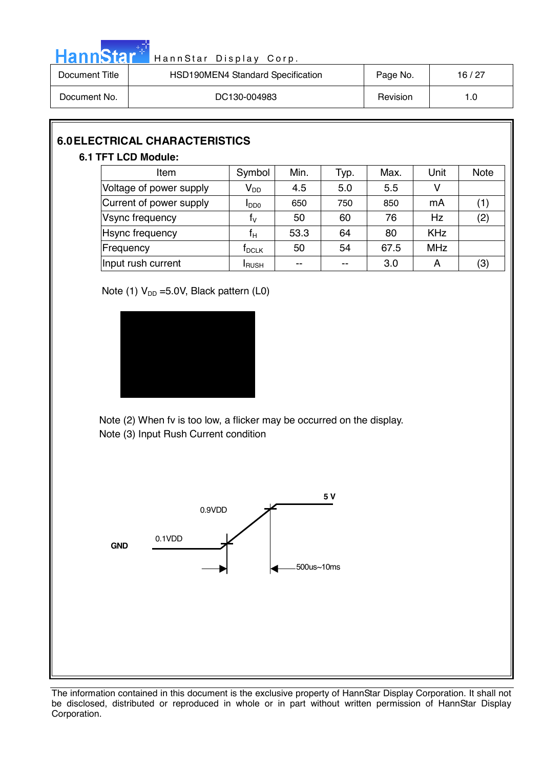## 6.0 ELECTRICAL CHARACTERISTICS

### 6.1 TFT LCD Module:

| Item | Symbol | Min. | Typ. | Max. | Unit | Note |
|---|---|---|---|---|---|---|
| Voltage of power supply | $V_{DD}$ | 4.5 | 5.0 | 5.5 | V | |
| Current of power supply | $I_{DD0}$ | 650 | 750 | 850 | mA | (1) |
| Vsync frequency | $f_V$ | 50 | 60 | 76 | Hz | (2) |
| Hsync frequency | $f_H$ | 53.3 | 64 | 80 | KHz | |
| Frequency | $f_{DCLK}$ | 50 | 54 | 67.5 | MHz | |
| Input rush current | $I_{RUSH}$ | -- | -- | 3.0 | A | (3) |

Note (1) $V_{DD}$ =5.0V, Black pattern (L0)

Note (2) When fv is too low, a flicker may be occurred on the display.

Note (3) Input Rush Current condition

GND, 0.1VDD, 0.9VDD, 5 V, 500us~10ms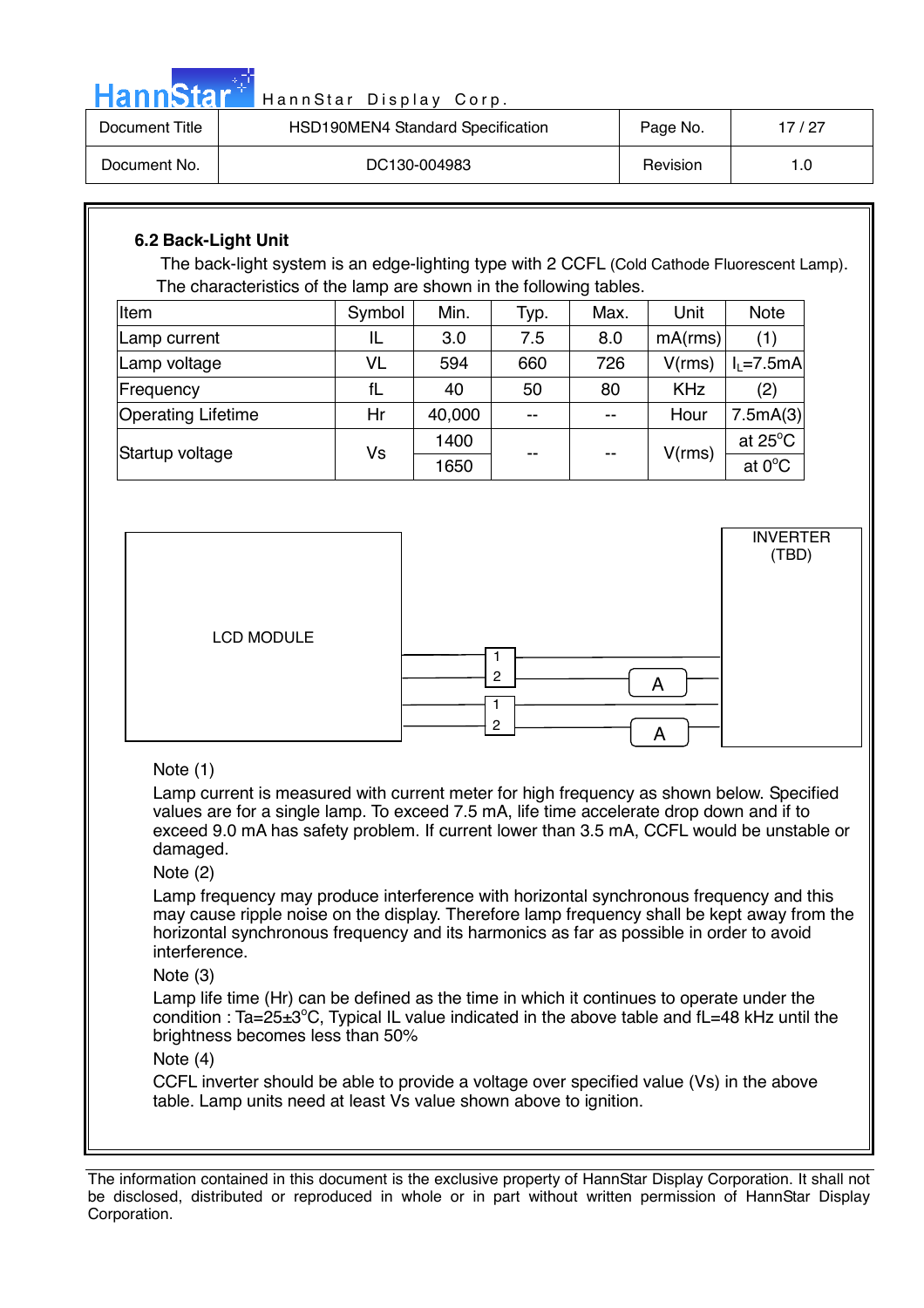### 6.2 Back-Light Unit

The back-light system is an edge-lighting type with 2 CCFL (Cold Cathode Fluorescent Lamp). The characteristics of the lamp are shown in the following tables.

| Item | Symbol | Min. | Typ. | Max. | Unit | Note |
|---|---|---|---|---|---|---|
| Lamp current | IL | 3.0 | 7.5 | 8.0 | mA(rms) | (1) |
| Lamp voltage | VL | 594 | 660 | 726 | V(rms) | $I_L$=7.5mA |
| Frequency | fL | 40 | 50 | 80 | KHz | (2) |
| Operating Lifetime | Hr | 40,000 | -- | -- | Hour | 7.5mA(3) |
| Startup voltage | Vs | 1400 | -- | -- | V(rms) | at 25°C |
| | | 1650 | | | | at 0°C |

LCD MODULE

INVERTER (TBD)

1 2 A

1 2 A

Note (1)

Lamp current is measured with current meter for high frequency as shown below. Specified values are for a single lamp. To exceed 7.5 mA, life time accelerate drop down and if to exceed 9.0 mA has safety problem. If current lower than 3.5 mA, CCFL would be unstable or damaged.

Note (2)

Lamp frequency may produce interference with horizontal synchronous frequency and this may cause ripple noise on the display. Therefore lamp frequency shall be kept away from the horizontal synchronous frequency and its harmonics as far as possible in order to avoid interference.

Note (3)

Lamp life time (Hr) can be defined as the time in which it continues to operate under the condition : Ta=25±3°C, Typical IL value indicated in the above table and fL=48 kHz until the brightness becomes less than 50%

Note (4)

CCFL inverter should be able to provide a voltage over specified value (Vs) in the above table. Lamp units need at least Vs value shown above to ignition.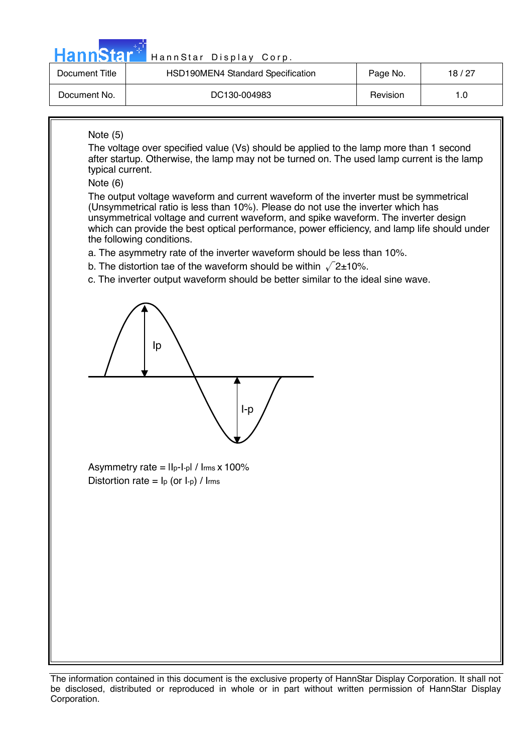Note (5)

The voltage over specified value (Vs) should be applied to the lamp more than 1 second after startup. Otherwise, the lamp may not be turned on. The used lamp current is the lamp typical current.

Note (6)

The output voltage waveform and current waveform of the inverter must be symmetrical (Unsymmetrical ratio is less than 10%). Please do not use the inverter which has unsymmetrical voltage and current waveform, and spike waveform. The inverter design which can provide the best optical performance, power efficiency, and lamp life should under the following conditions.

a. The asymmetry rate of the inverter waveform should be less than 10%.

b. The distortion tae of the waveform should be within $\sqrt{2}\pm10\%$.

c. The inverter output waveform should be better similar to the ideal sine wave.

Ip

I-p

Asymmetry rate = $|I_p - I_{-p}| / I_{rms} \times 100\%$

Distortion rate = $I_p$ (or $I_{-p}$) / $I_{rms}$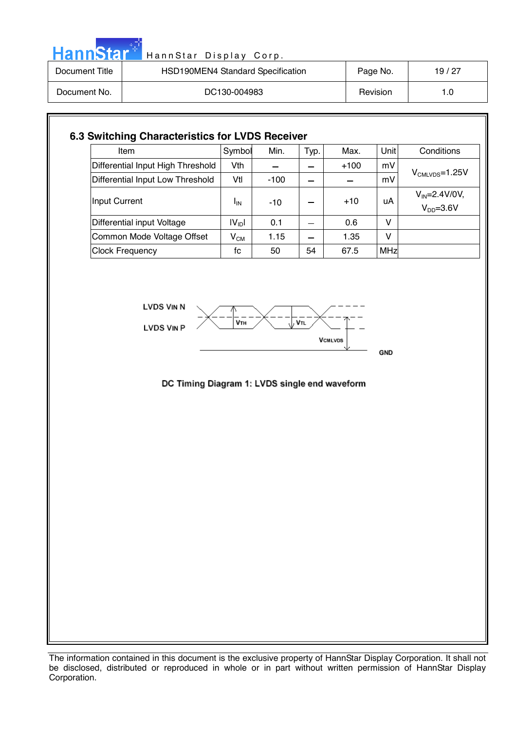### 6.3 Switching Characteristics for LVDS Receiver

| Item | Symbol | Min. | Typ. | Max. | Unit | Conditions |
|---|---|---|---|---|---|---|
| Differential Input High Threshold | Vth | – | – | +100 | mV | $V_{CMLVDS}$=1.25V |
| Differential Input Low Threshold | Vtl | -100 | – | – | mV | |
| Input Current | $I_{IN}$ | -10 | – | +10 | uA | $V_{IN}$=2.4V/0V, $V_{DD}$=3.6V |
| Differential input Voltage | $\|V_{ID}\|$ | 0.1 | – | 0.6 | V | |
| Common Mode Voltage Offset | $V_{CM}$ | 1.15 | – | 1.35 | V | |
| Clock Frequency | fc | 50 | 54 | 67.5 | MHz | |

LVDS VIN N

LVDS VIN P

VTH

VTL

VCMLVDS

GND

DC Timing Diagram 1: LVDS single end waveform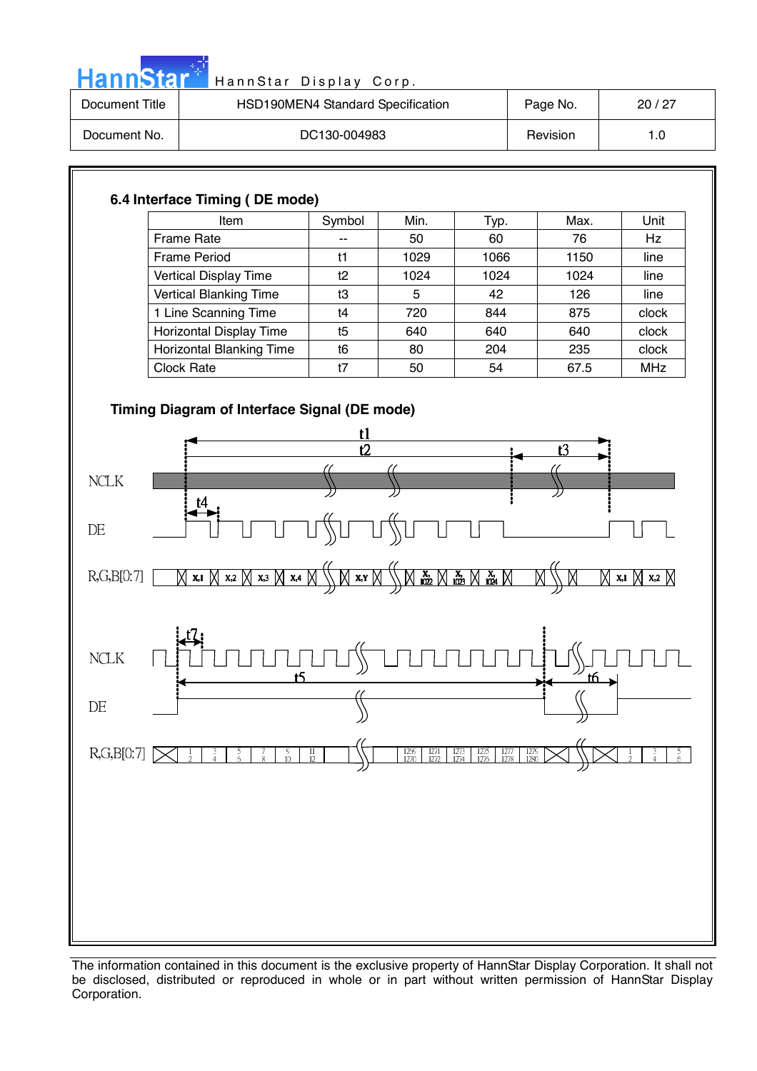### 6.4 Interface Timing ( DE mode)

| Item | Symbol | Min. | Typ. | Max. | Unit |
|---|---|---|---|---|---|
| Frame Rate | -- | 50 | 60 | 76 | Hz |
| Frame Period | t1 | 1029 | 1066 | 1150 | line |
| Vertical Display Time | t2 | 1024 | 1024 | 1024 | line |
| Vertical Blanking Time | t3 | 5 | 42 | 126 | line |
| 1 Line Scanning Time | t4 | 720 | 844 | 875 | clock |
| Horizontal Display Time | t5 | 640 | 640 | 640 | clock |
| Horizontal Blanking Time | t6 | 80 | 204 | 235 | clock |
| Clock Rate | t7 | 50 | 54 | 67.5 | MHz |

### Timing Diagram of Interface Signal (DE mode)

t1 t2 t3

NCLK

t4

DE

R,G,B[0:7] X,1 X,2 X,3 X,4 X,Y X,1022 X,1023 X,1024 X,1 X,2

t7

NCLK

t5 t6

DE

R,G,B[0:7] 1 2 3 4 5 6 7 8 9 10 11 12 1269 1270 1271 1272 1273 1274 1275 1276 1277 1278 1279 1280 1 2 3 4 5 6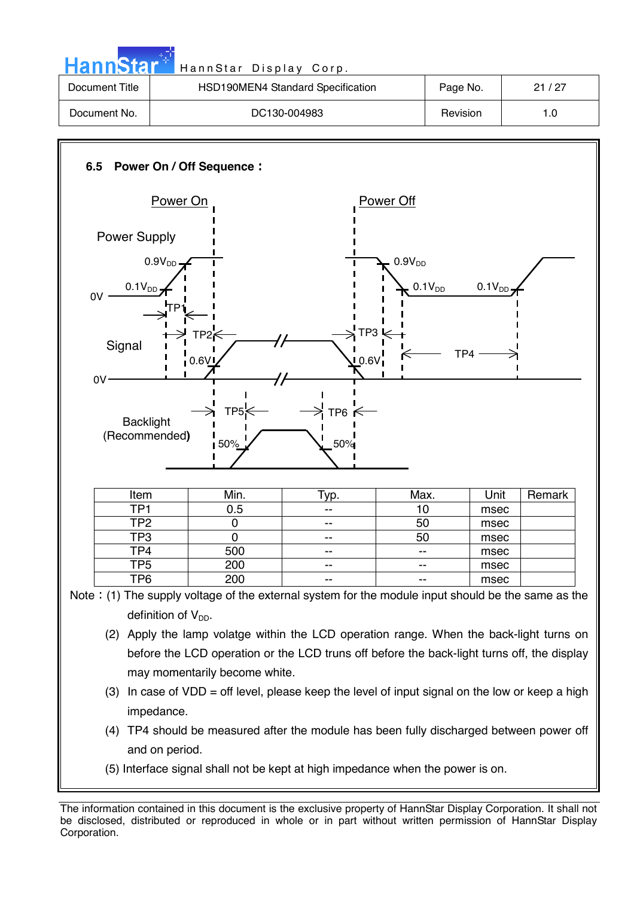## 6.5 Power On / Off Sequence：

Power On

Power Off

Power Supply

$0.9V_{DD}$

$0.1V_{DD}$

0V

TP1

TP2

TP3

TP4

Signal

0.6V

0V

TP5

TP6

Backlight (Recommended)

50%

| Item | Min. | Typ. | Max. | Unit | Remark |
|---|---|---|---|---|---|
| TP1 | 0.5 | -- | 10 | msec | |
| TP2 | 0 | -- | 50 | msec | |
| TP3 | 0 | -- | 50 | msec | |
| TP4 | 500 | -- | -- | msec | |
| TP5 | 200 | -- | -- | msec | |
| TP6 | 200 | -- | -- | msec | |

Note：(1) The supply voltage of the external system for the module input should be the same as the definition of $V_{DD}$.

(2) Apply the lamp volatge within the LCD operation range. When the back-light turns on before the LCD operation or the LCD truns off before the back-light turns off, the display may momentarily become white.

(3) In case of VDD = off level, please keep the level of input signal on the low or keep a high impedance.

(4) TP4 should be measured after the module has been fully discharged between power off and on period.

(5) Interface signal shall not be kept at high impedance when the power is on.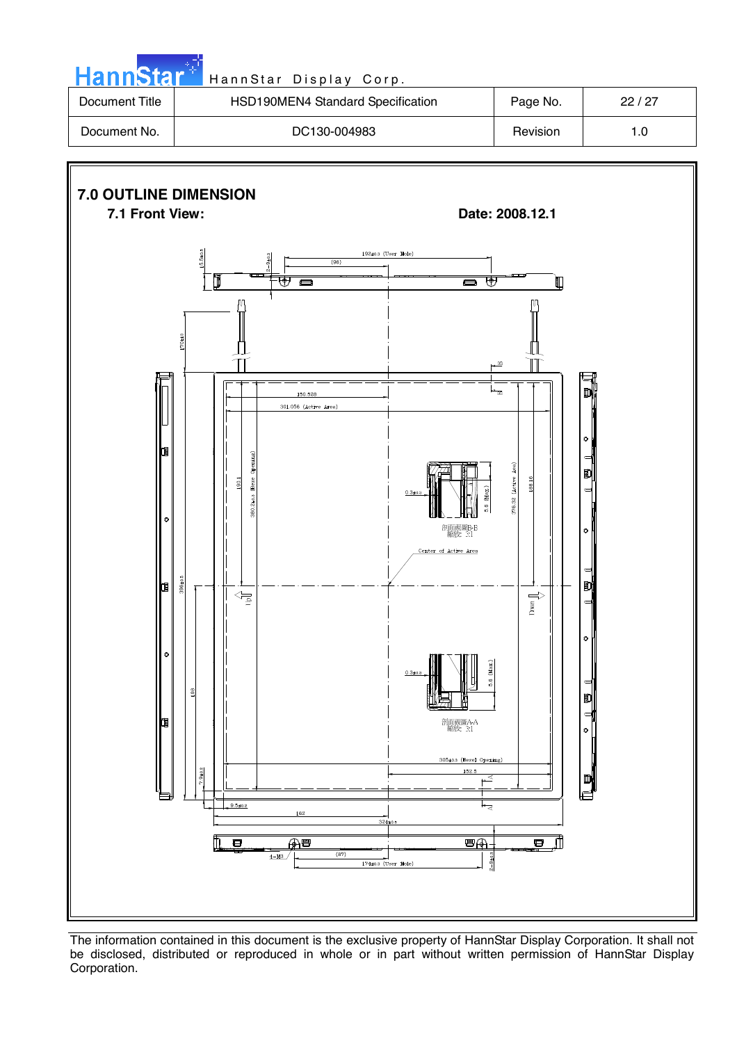## 7.0 OUTLINE DIMENSION

### 7.1 Front View:

**Date: 2008.12.1**

192±0.3 (User Hole)

(96)

15.5±0.5

2–Φ4±0.3

170±10

15

12

150.528

301.056 (Active Area)

190.1

380.2±0.3 (Bezel Opening)

0.3±0.3

5.8 (Max.)

376.32 (Active Area)

188.16

剖面視圖B-B
縮放: 2:1

Center of Active Area

396±0.5

Up

Down

0.3±0.3

5.8 (Max.)

剖面視圖A-A
縮放: 3:1

198

305±0.3 (Bezel Opening)

152.5

7.9±0.3

A

9.5±0.3

162

324±0.5

4–M3

(87)

174±0.3 (User Hole)

2–Φ4±0.3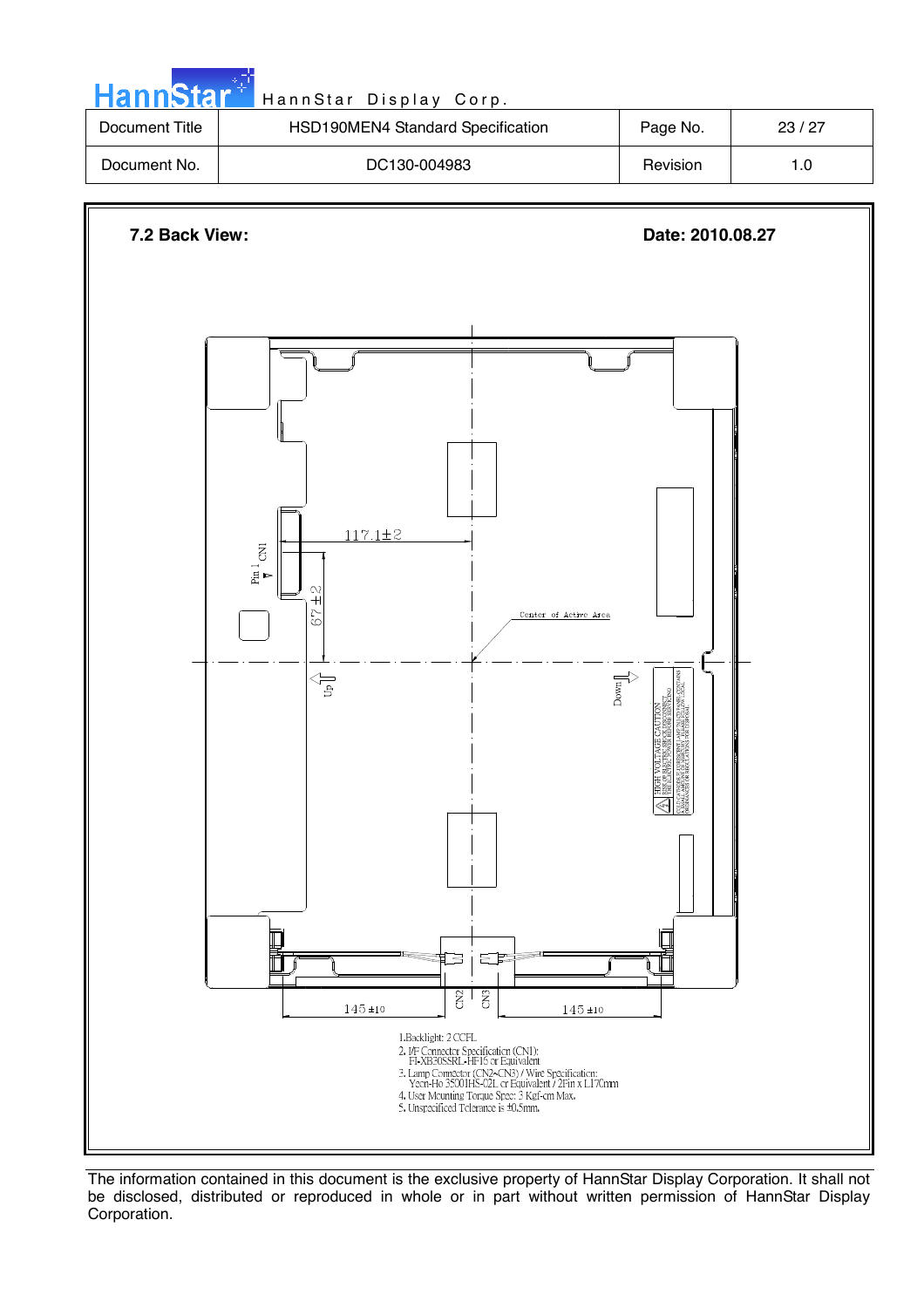| Document Title | HSD190MEN4 Standard Specification | Page No. | 23 / 27 |
|---|---|---|---|
| Document No. | DC130-004983 | Revision | 1.0 |

**7.2 Back View:**

**Date: 2010.08.27**

117.1±2

67±2

Pin 1 CN1

Center of Active Area

Up

Down

HIGH VOLTAGE CAUTION

145±10

CN2

CN3

145±10

1. Backlight: 2 CCFL
2. I/F Connector Specification (CN1): FI-XB30SSRL-HF15 or Equivalent
3. Lamp Connector (CN2~CN3) / Wire Specification: Yeon-Ho 35001HS-02L or Equivalent / 2Pin x L170mm
4. User Mounting Torque Spec: 3 Kgf-cm Max.
5. Unspecified Tolerance is ±0.5mm.

The information contained in this document is the exclusive property of HannStar Display Corporation. It shall not be disclosed, distributed or reproduced in whole or in part without written permission of HannStar Display Corporation.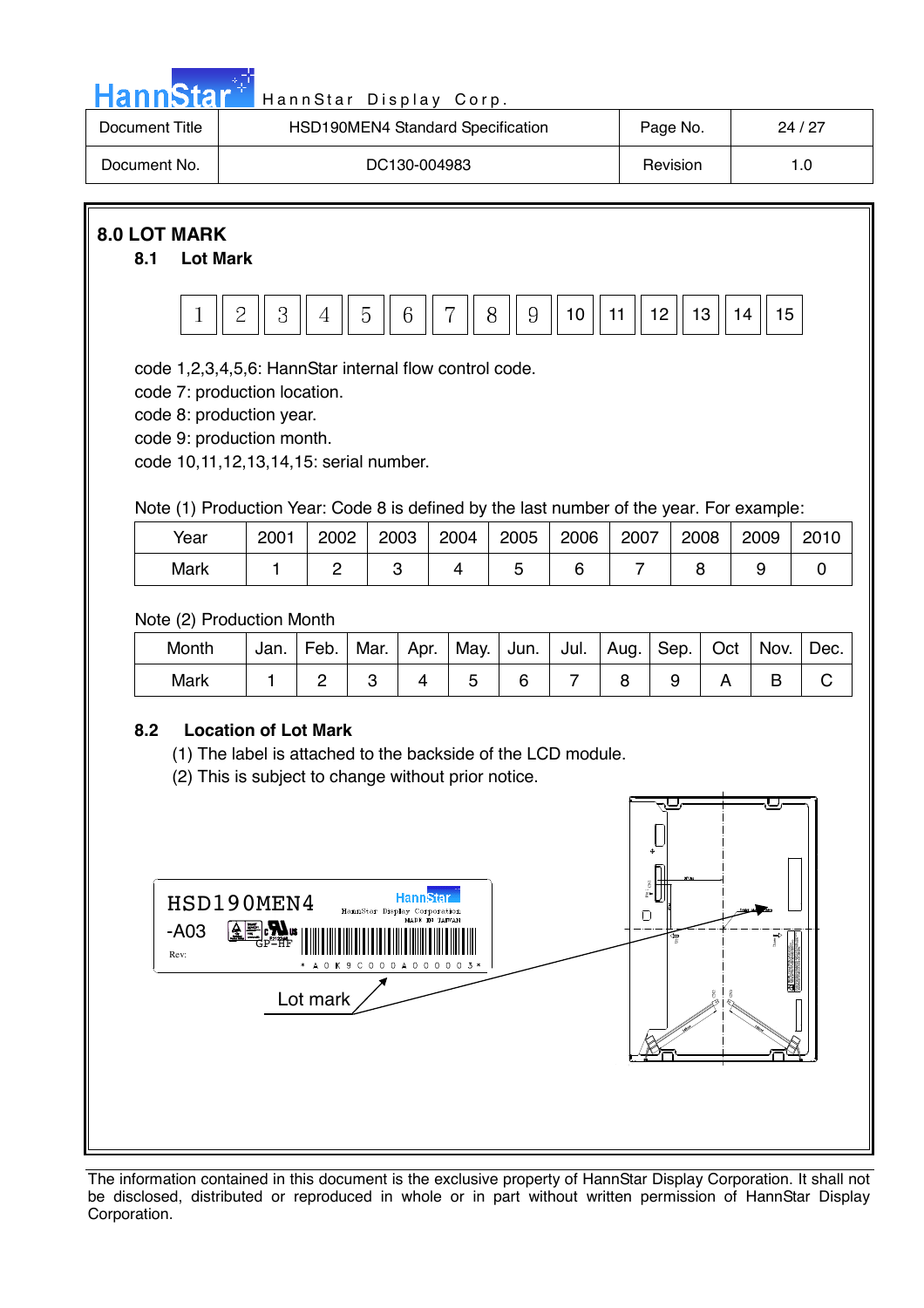## 8.0 LOT MARK

### 8.1 Lot Mark

| 1 | 2 | 3 | 4 | 5 | 6 | 7 | 8 | 9 | 10 | 11 | 12 | 13 | 14 | 15 |
|---|---|---|---|---|---|---|---|---|---|---|---|---|---|---|

code 1,2,3,4,5,6: HannStar internal flow control code.
code 7: production location.
code 8: production year.
code 9: production month.
code 10,11,12,13,14,15: serial number.

Note (1) Production Year: Code 8 is defined by the last number of the year. For example:

| Year | 2001 | 2002 | 2003 | 2004 | 2005 | 2006 | 2007 | 2008 | 2009 | 2010 |
|---|---|---|---|---|---|---|---|---|---|---|
| Mark | 1 | 2 | 3 | 4 | 5 | 6 | 7 | 8 | 9 | 0 |

Note (2) Production Month

| Month | Jan. | Feb. | Mar. | Apr. | May. | Jun. | Jul. | Aug. | Sep. | Oct | Nov. | Dec. |
|---|---|---|---|---|---|---|---|---|---|---|---|---|
| Mark | 1 | 2 | 3 | 4 | 5 | 6 | 7 | 8 | 9 | A | B | C |

### 8.2 Location of Lot Mark

(1) The label is attached to the backside of the LCD module.
(2) This is subject to change without prior notice.

HSD190MEN4
-A03
Rev:
HannStar
HannStar Display Corporation
MADE IN TAIWAN
GP-HF
\* A 0 K 9 C 0 0 0 A 0 0 0 0 0 3 \*

Lot mark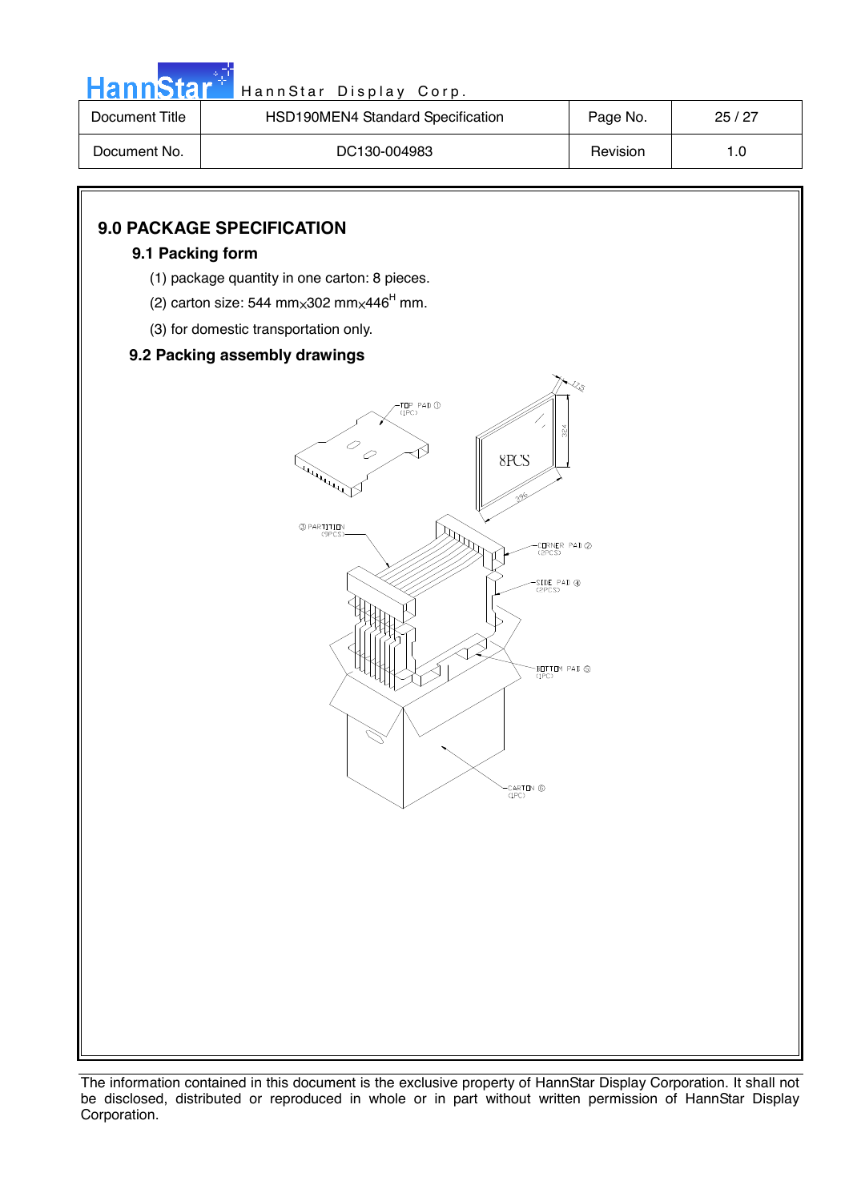## 9.0 PACKAGE SPECIFICATION

### 9.1 Packing form

(1) package quantity in one carton: 8 pieces.

(2) carton size: 544 mm×302 mm×446[H] mm.

(3) for domestic transportation only.

### 9.2 Packing assembly drawings

The information contained in this document is the exclusive property of HannStar Display Corporation. It shall not be disclosed, distributed or reproduced in whole or in part without written permission of HannStar Display Corporation.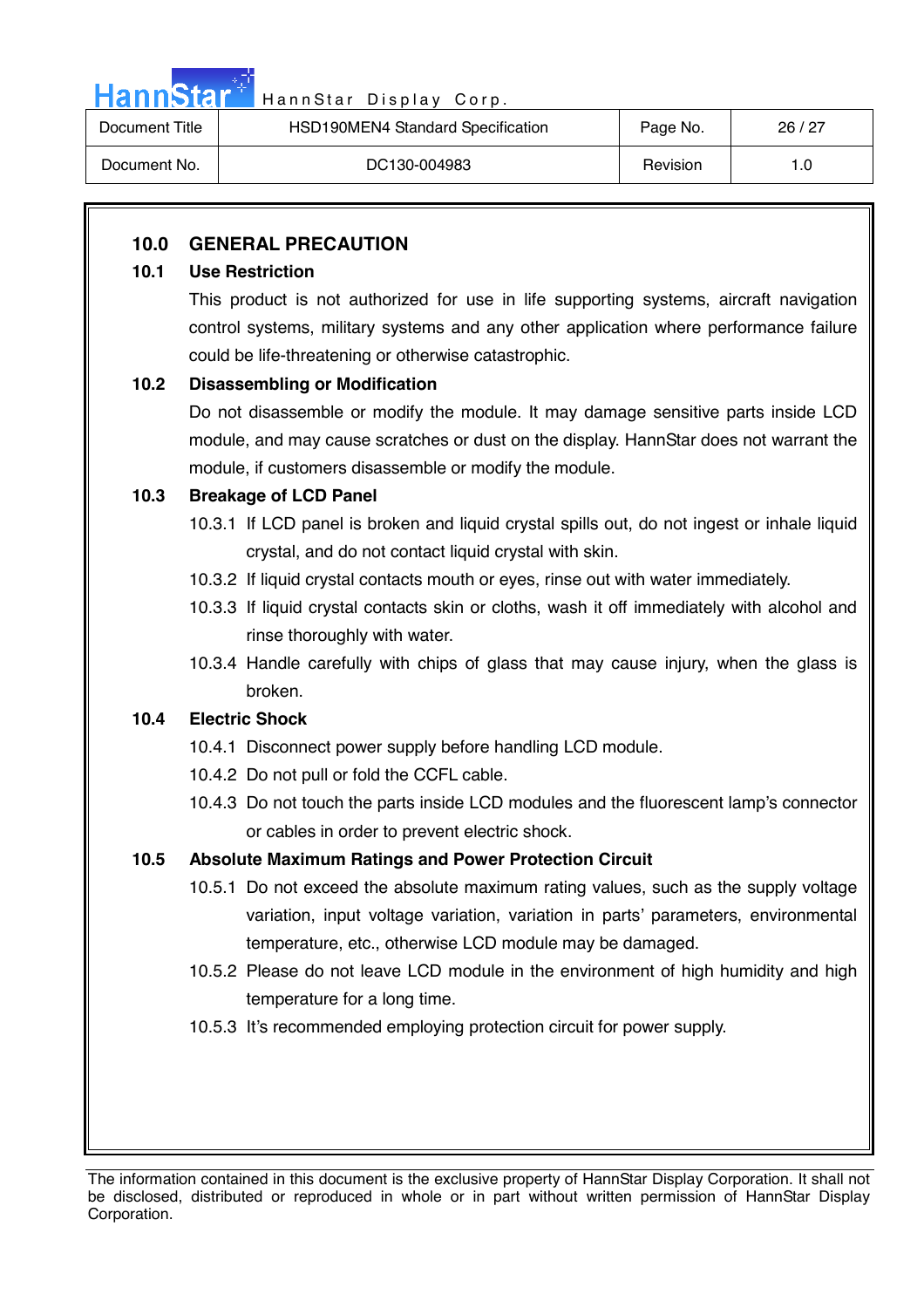## 10.0 GENERAL PRECAUTION

### 10.1 Use Restriction

This product is not authorized for use in life supporting systems, aircraft navigation control systems, military systems and any other application where performance failure could be life-threatening or otherwise catastrophic.

### 10.2 Disassembling or Modification

Do not disassemble or modify the module. It may damage sensitive parts inside LCD module, and may cause scratches or dust on the display. HannStar does not warrant the module, if customers disassemble or modify the module.

### 10.3 Breakage of LCD Panel

10.3.1 If LCD panel is broken and liquid crystal spills out, do not ingest or inhale liquid crystal, and do not contact liquid crystal with skin.

10.3.2 If liquid crystal contacts mouth or eyes, rinse out with water immediately.

10.3.3 If liquid crystal contacts skin or cloths, wash it off immediately with alcohol and rinse thoroughly with water.

10.3.4 Handle carefully with chips of glass that may cause injury, when the glass is broken.

### 10.4 Electric Shock

10.4.1 Disconnect power supply before handling LCD module.

10.4.2 Do not pull or fold the CCFL cable.

10.4.3 Do not touch the parts inside LCD modules and the fluorescent lamp's connector or cables in order to prevent electric shock.

### 10.5 Absolute Maximum Ratings and Power Protection Circuit

10.5.1 Do not exceed the absolute maximum rating values, such as the supply voltage variation, input voltage variation, variation in parts' parameters, environmental temperature, etc., otherwise LCD module may be damaged.

10.5.2 Please do not leave LCD module in the environment of high humidity and high temperature for a long time.

10.5.3 It's recommended employing protection circuit for power supply.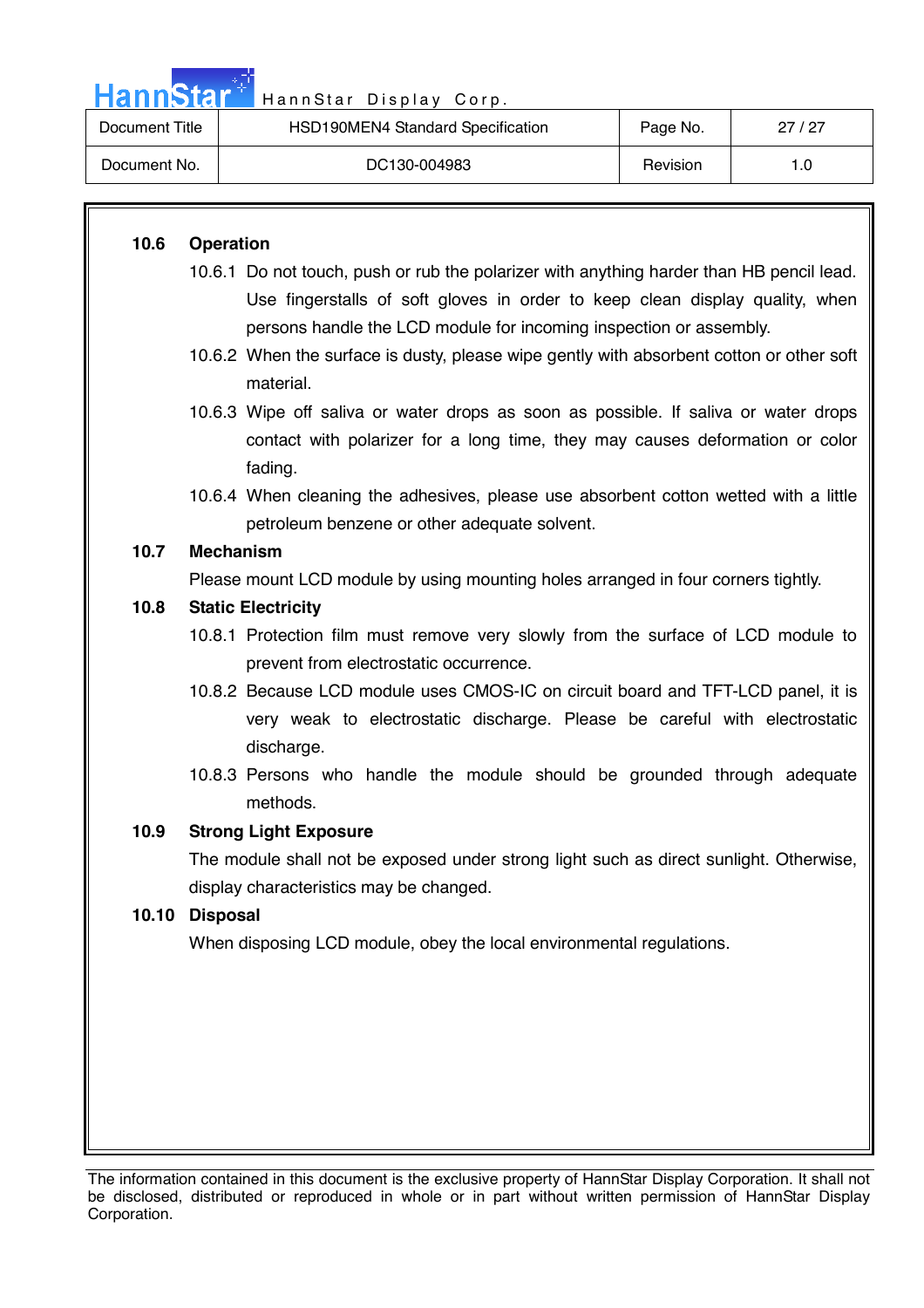### 10.6 Operation

10.6.1 Do not touch, push or rub the polarizer with anything harder than HB pencil lead. Use fingerstalls of soft gloves in order to keep clean display quality, when persons handle the LCD module for incoming inspection or assembly.

10.6.2 When the surface is dusty, please wipe gently with absorbent cotton or other soft material.

10.6.3 Wipe off saliva or water drops as soon as possible. If saliva or water drops contact with polarizer for a long time, they may causes deformation or color fading.

10.6.4 When cleaning the adhesives, please use absorbent cotton wetted with a little petroleum benzene or other adequate solvent.

### 10.7 Mechanism

Please mount LCD module by using mounting holes arranged in four corners tightly.

### 10.8 Static Electricity

10.8.1 Protection film must remove very slowly from the surface of LCD module to prevent from electrostatic occurrence.

10.8.2 Because LCD module uses CMOS-IC on circuit board and TFT-LCD panel, it is very weak to electrostatic discharge. Please be careful with electrostatic discharge.

10.8.3 Persons who handle the module should be grounded through adequate methods.

### 10.9 Strong Light Exposure

The module shall not be exposed under strong light such as direct sunlight. Otherwise, display characteristics may be changed.

### 10.10 Disposal

When disposing LCD module, obey the local environmental regulations.